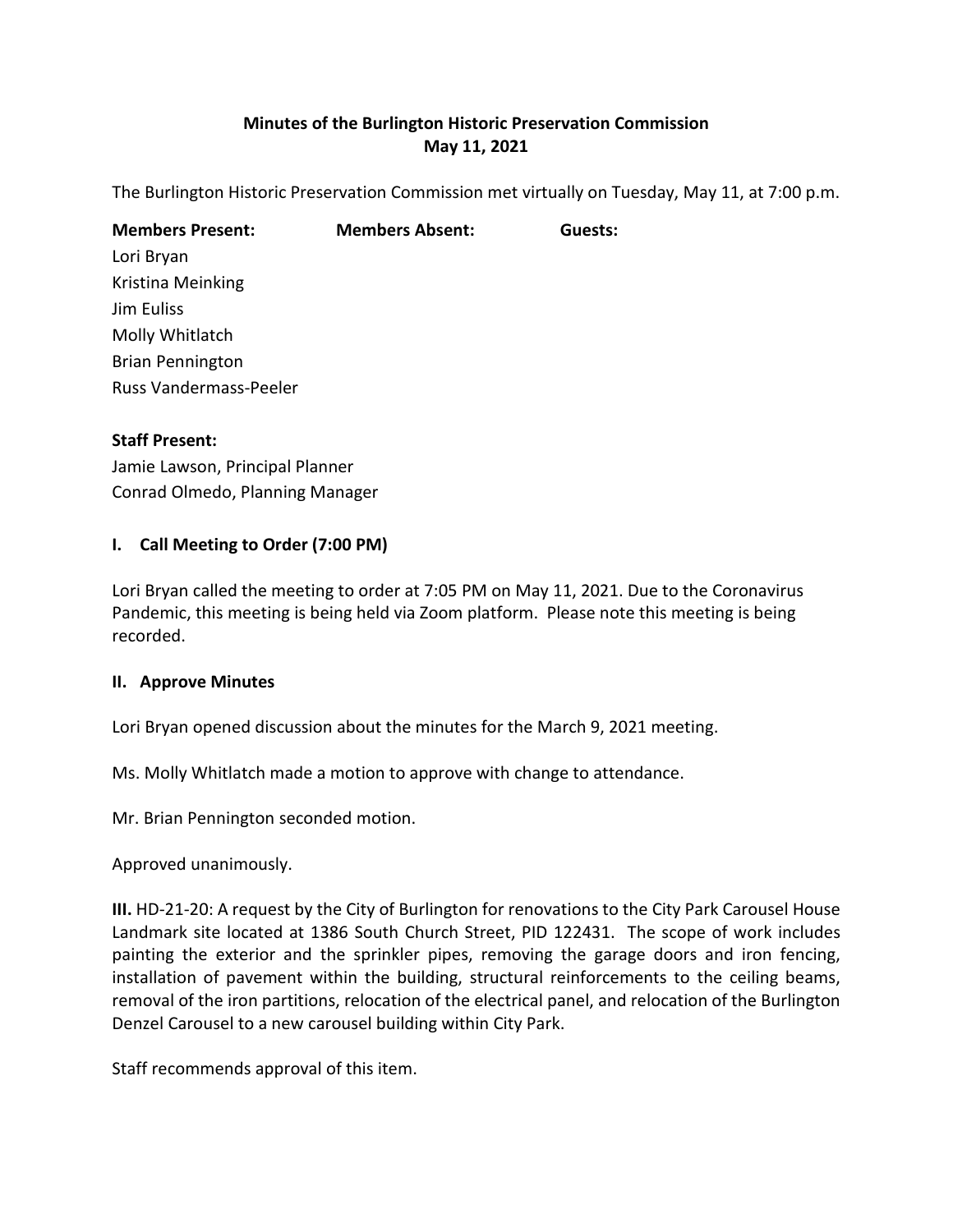# Minutes of the Burlington Historic Preservation Commission
## May 11, 2021

The Burlington Historic Preservation Commission met virtually on Tuesday, May 11, at 7:00 p.m.

| **Members Present:** | **Members Absent:** | **Guests:** |
| --- | --- | --- |
| Lori Bryan | | |
| Kristina Meinking | | |
| Jim Euliss | | |
| Molly Whitlatch | | |
| Brian Pennington | | |
| Russ Vandermass-Peeler | | |

**Staff Present:**
Jamie Lawson, Principal Planner
Conrad Olmedo, Planning Manager

### I. Call Meeting to Order (7:00 PM)

Lori Bryan called the meeting to order at 7:05 PM on May 11, 2021. Due to the Coronavirus Pandemic, this meeting is being held via Zoom platform. Please note this meeting is being recorded.

### II. Approve Minutes

Lori Bryan opened discussion about the minutes for the March 9, 2021 meeting.

Ms. Molly Whitlatch made a motion to approve with change to attendance.

Mr. Brian Pennington seconded motion.

Approved unanimously.

**III.** HD-21-20: A request by the City of Burlington for renovations to the City Park Carousel House Landmark site located at 1386 South Church Street, PID 122431. The scope of work includes painting the exterior and the sprinkler pipes, removing the garage doors and iron fencing, installation of pavement within the building, structural reinforcements to the ceiling beams, removal of the iron partitions, relocation of the electrical panel, and relocation of the Burlington Denzel Carousel to a new carousel building within City Park.

Staff recommends approval of this item.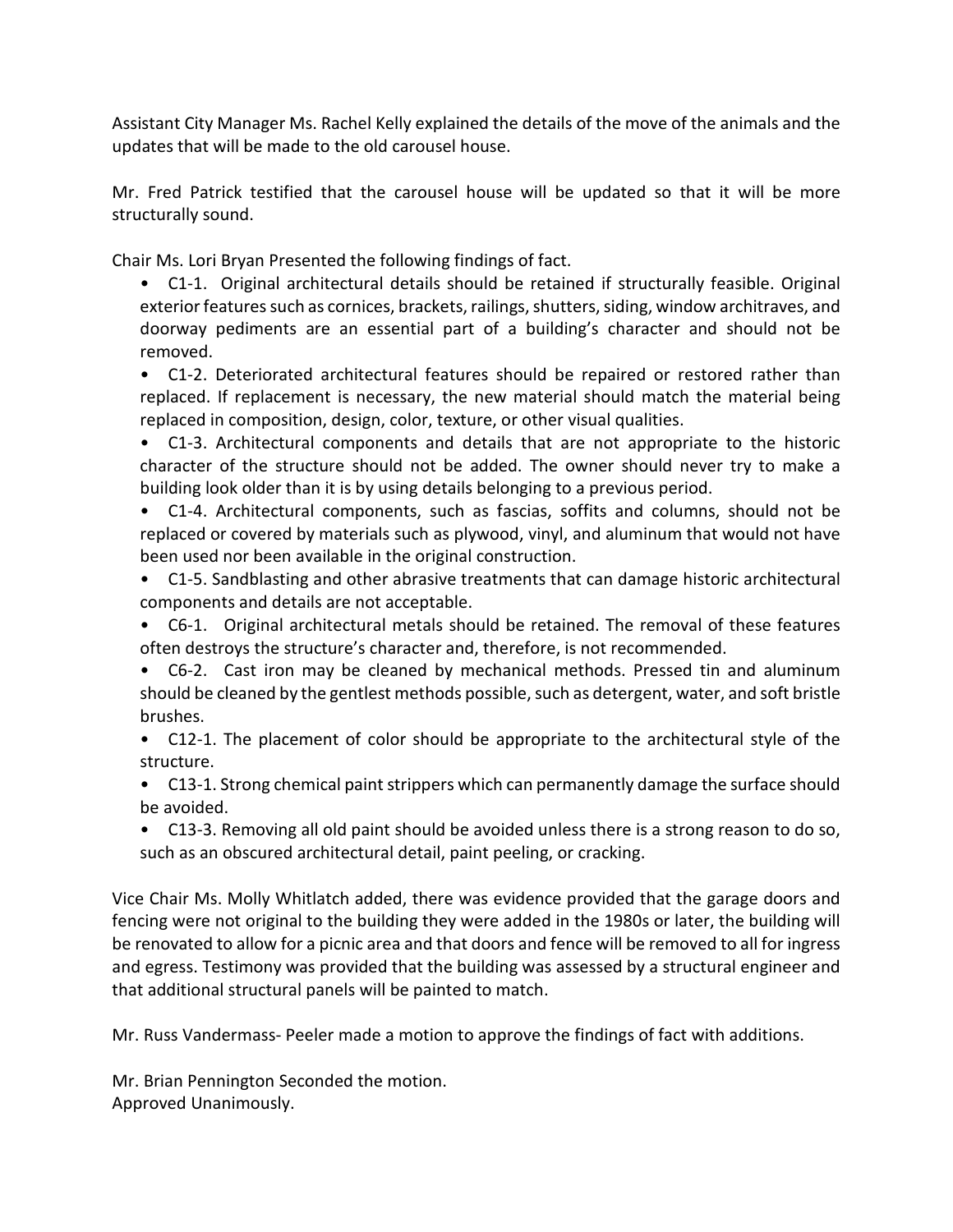Assistant City Manager Ms. Rachel Kelly explained the details of the move of the animals and the updates that will be made to the old carousel house.

Mr. Fred Patrick testified that the carousel house will be updated so that it will be more structurally sound.

Chair Ms. Lori Bryan Presented the following findings of fact.

- C1-1. Original architectural details should be retained if structurally feasible. Original exterior features such as cornices, brackets, railings, shutters, siding, window architraves, and doorway pediments are an essential part of a building's character and should not be removed.
- C1-2. Deteriorated architectural features should be repaired or restored rather than replaced. If replacement is necessary, the new material should match the material being replaced in composition, design, color, texture, or other visual qualities.
- C1-3. Architectural components and details that are not appropriate to the historic character of the structure should not be added. The owner should never try to make a building look older than it is by using details belonging to a previous period.
- C1-4. Architectural components, such as fascias, soffits and columns, should not be replaced or covered by materials such as plywood, vinyl, and aluminum that would not have been used nor been available in the original construction.
- C1-5. Sandblasting and other abrasive treatments that can damage historic architectural components and details are not acceptable.
- C6-1. Original architectural metals should be retained. The removal of these features often destroys the structure's character and, therefore, is not recommended.
- C6-2. Cast iron may be cleaned by mechanical methods. Pressed tin and aluminum should be cleaned by the gentlest methods possible, such as detergent, water, and soft bristle brushes.
- C12-1. The placement of color should be appropriate to the architectural style of the structure.
- C13-1. Strong chemical paint strippers which can permanently damage the surface should be avoided.
- C13-3. Removing all old paint should be avoided unless there is a strong reason to do so, such as an obscured architectural detail, paint peeling, or cracking.

Vice Chair Ms. Molly Whitlatch added, there was evidence provided that the garage doors and fencing were not original to the building they were added in the 1980s or later, the building will be renovated to allow for a picnic area and that doors and fence will be removed to all for ingress and egress. Testimony was provided that the building was assessed by a structural engineer and that additional structural panels will be painted to match.

Mr. Russ Vandermass- Peeler made a motion to approve the findings of fact with additions.

Mr. Brian Pennington Seconded the motion.
Approved Unanimously.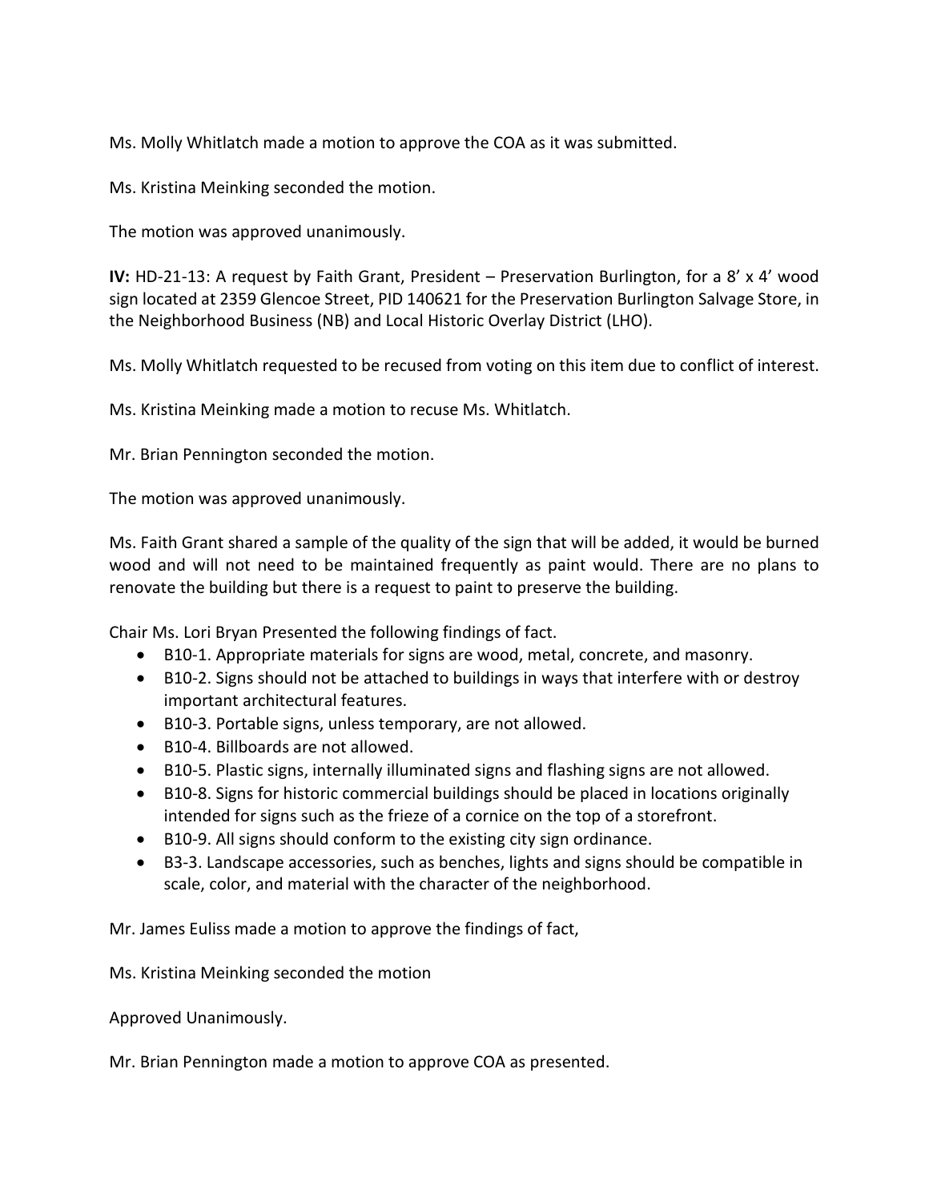Ms. Molly Whitlatch made a motion to approve the COA as it was submitted.

Ms. Kristina Meinking seconded the motion.

The motion was approved unanimously.

**IV:** HD-21-13: A request by Faith Grant, President – Preservation Burlington, for a 8' x 4' wood sign located at 2359 Glencoe Street, PID 140621 for the Preservation Burlington Salvage Store, in the Neighborhood Business (NB) and Local Historic Overlay District (LHO).

Ms. Molly Whitlatch requested to be recused from voting on this item due to conflict of interest.

Ms. Kristina Meinking made a motion to recuse Ms. Whitlatch.

Mr. Brian Pennington seconded the motion.

The motion was approved unanimously.

Ms. Faith Grant shared a sample of the quality of the sign that will be added, it would be burned wood and will not need to be maintained frequently as paint would. There are no plans to renovate the building but there is a request to paint to preserve the building.

Chair Ms. Lori Bryan Presented the following findings of fact.

- B10-1. Appropriate materials for signs are wood, metal, concrete, and masonry.
- B10-2. Signs should not be attached to buildings in ways that interfere with or destroy important architectural features.
- B10-3. Portable signs, unless temporary, are not allowed.
- B10-4. Billboards are not allowed.
- B10-5. Plastic signs, internally illuminated signs and flashing signs are not allowed.
- B10-8. Signs for historic commercial buildings should be placed in locations originally intended for signs such as the frieze of a cornice on the top of a storefront.
- B10-9. All signs should conform to the existing city sign ordinance.
- B3-3. Landscape accessories, such as benches, lights and signs should be compatible in scale, color, and material with the character of the neighborhood.

Mr. James Euliss made a motion to approve the findings of fact,

Ms. Kristina Meinking seconded the motion

Approved Unanimously.

Mr. Brian Pennington made a motion to approve COA as presented.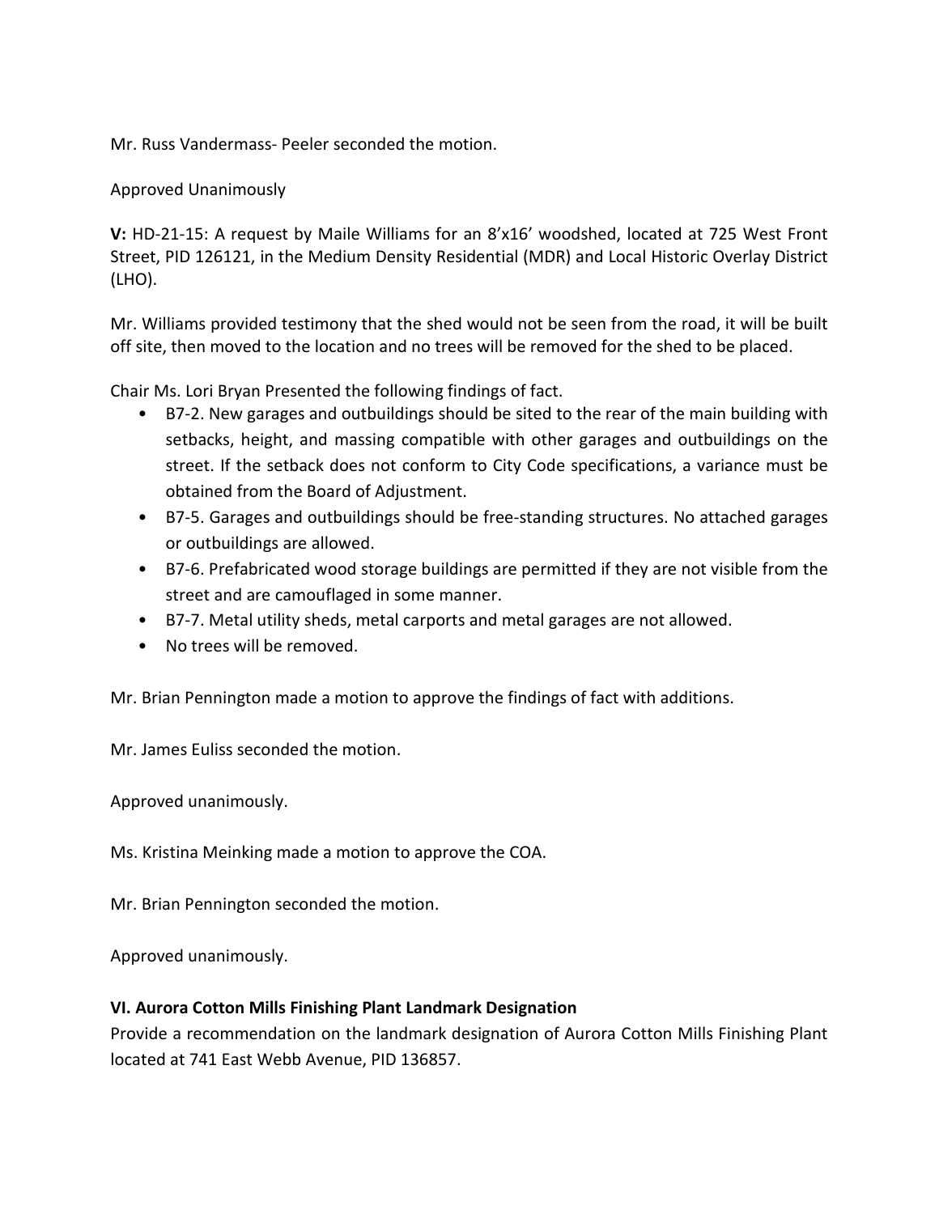Mr. Russ Vandermass- Peeler seconded the motion.

Approved Unanimously

**V:** HD-21-15: A request by Maile Williams for an 8'x16' woodshed, located at 725 West Front Street, PID 126121, in the Medium Density Residential (MDR) and Local Historic Overlay District (LHO).

Mr. Williams provided testimony that the shed would not be seen from the road, it will be built off site, then moved to the location and no trees will be removed for the shed to be placed.

Chair Ms. Lori Bryan Presented the following findings of fact.

- B7-2. New garages and outbuildings should be sited to the rear of the main building with setbacks, height, and massing compatible with other garages and outbuildings on the street. If the setback does not conform to City Code specifications, a variance must be obtained from the Board of Adjustment.
- B7-5. Garages and outbuildings should be free-standing structures. No attached garages or outbuildings are allowed.
- B7-6. Prefabricated wood storage buildings are permitted if they are not visible from the street and are camouflaged in some manner.
- B7-7. Metal utility sheds, metal carports and metal garages are not allowed.
- No trees will be removed.

Mr. Brian Pennington made a motion to approve the findings of fact with additions.

Mr. James Euliss seconded the motion.

Approved unanimously.

Ms. Kristina Meinking made a motion to approve the COA.

Mr. Brian Pennington seconded the motion.

Approved unanimously.

**VI. Aurora Cotton Mills Finishing Plant Landmark Designation**

Provide a recommendation on the landmark designation of Aurora Cotton Mills Finishing Plant located at 741 East Webb Avenue, PID 136857.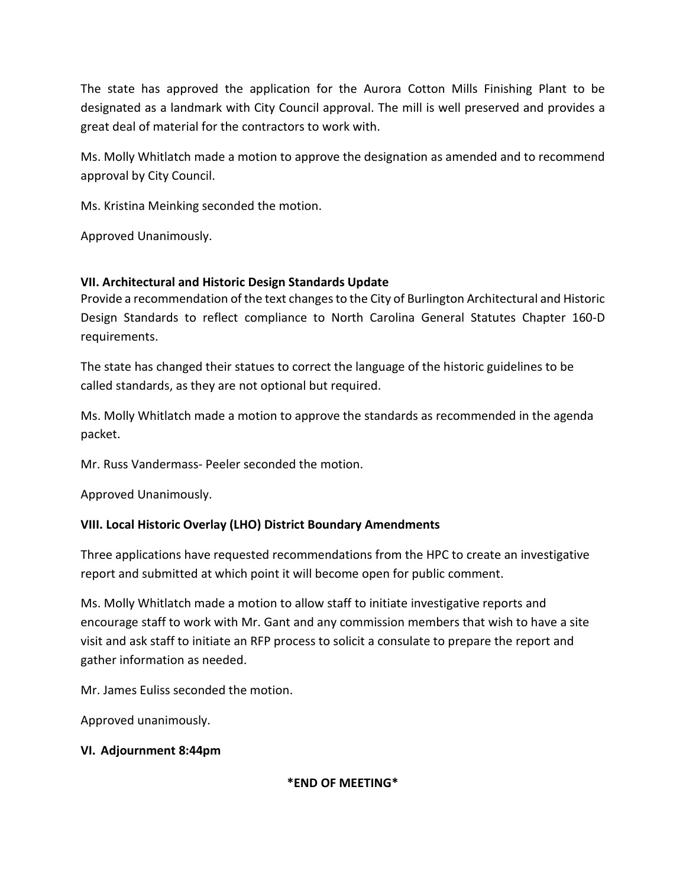The state has approved the application for the Aurora Cotton Mills Finishing Plant to be designated as a landmark with City Council approval. The mill is well preserved and provides a great deal of material for the contractors to work with.

Ms. Molly Whitlatch made a motion to approve the designation as amended and to recommend approval by City Council.

Ms. Kristina Meinking seconded the motion.

Approved Unanimously.

**VII. Architectural and Historic Design Standards Update**

Provide a recommendation of the text changes to the City of Burlington Architectural and Historic Design Standards to reflect compliance to North Carolina General Statutes Chapter 160-D requirements.

The state has changed their statues to correct the language of the historic guidelines to be called standards, as they are not optional but required.

Ms. Molly Whitlatch made a motion to approve the standards as recommended in the agenda packet.

Mr. Russ Vandermass- Peeler seconded the motion.

Approved Unanimously.

**VIII. Local Historic Overlay (LHO) District Boundary Amendments**

Three applications have requested recommendations from the HPC to create an investigative report and submitted at which point it will become open for public comment.

Ms. Molly Whitlatch made a motion to allow staff to initiate investigative reports and encourage staff to work with Mr. Gant and any commission members that wish to have a site visit and ask staff to initiate an RFP process to solicit a consulate to prepare the report and gather information as needed.

Mr. James Euliss seconded the motion.

Approved unanimously.

**VI. Adjournment 8:44pm**

**\*END OF MEETING\***